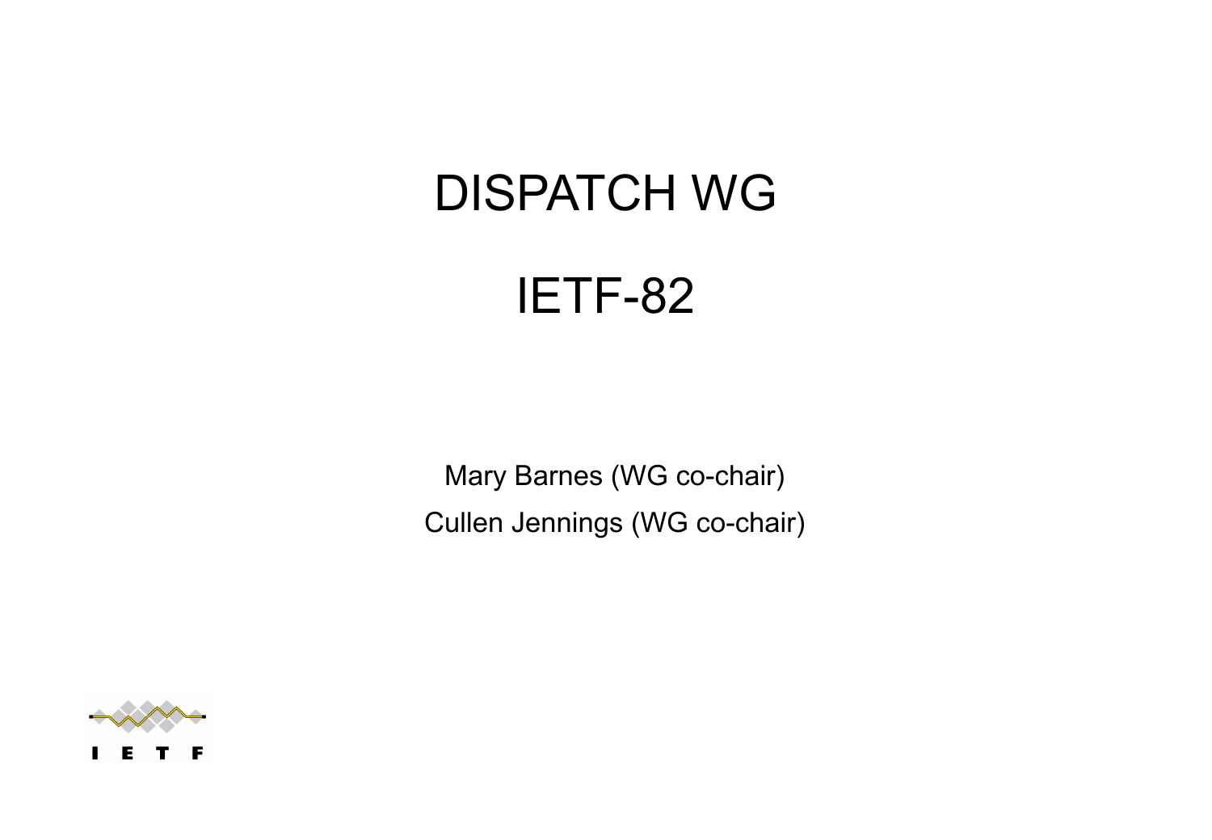# DISPATCH WG

# IETF-82

Mary Barnes (WG co-chair)

Cullen Jennings (WG co-chair)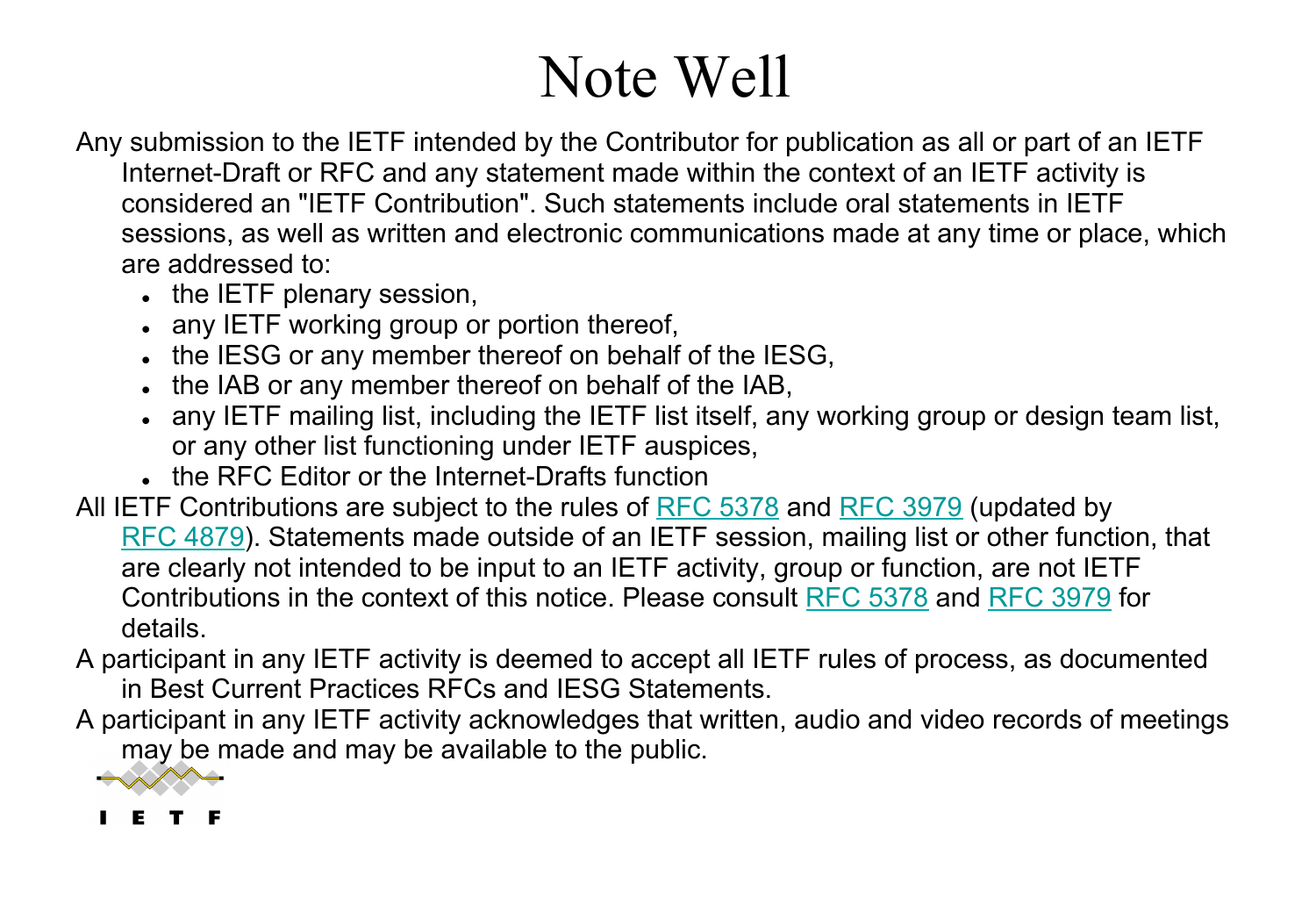# Note Well

Any submission to the IETF intended by the Contributor for publication as all or part of an IETF Internet-Draft or RFC and any statement made within the context of an IETF activity is considered an "IETF Contribution". Such statements include oral statements in IETF sessions, as well as written and electronic communications made at any time or place, which are addressed to:

- the IETF plenary session,
- any IETF working group or portion thereof,
- the IESG or any member thereof on behalf of the IESG,
- the IAB or any member thereof on behalf of the IAB,
- any IETF mailing list, including the IETF list itself, any working group or design team list, or any other list functioning under IETF auspices,
- the RFC Editor or the Internet-Drafts function

All IETF Contributions are subject to the rules of RFC 5378 and RFC 3979 (updated by RFC 4879). Statements made outside of an IETF session, mailing list or other function, that are clearly not intended to be input to an IETF activity, group or function, are not IETF Contributions in the context of this notice. Please consult RFC 5378 and RFC 3979 for details.

A participant in any IETF activity is deemed to accept all IETF rules of process, as documented in Best Current Practices RFCs and IESG Statements.

A participant in any IETF activity acknowledges that written, audio and video records of meetings may be made and may be available to the public.

IETF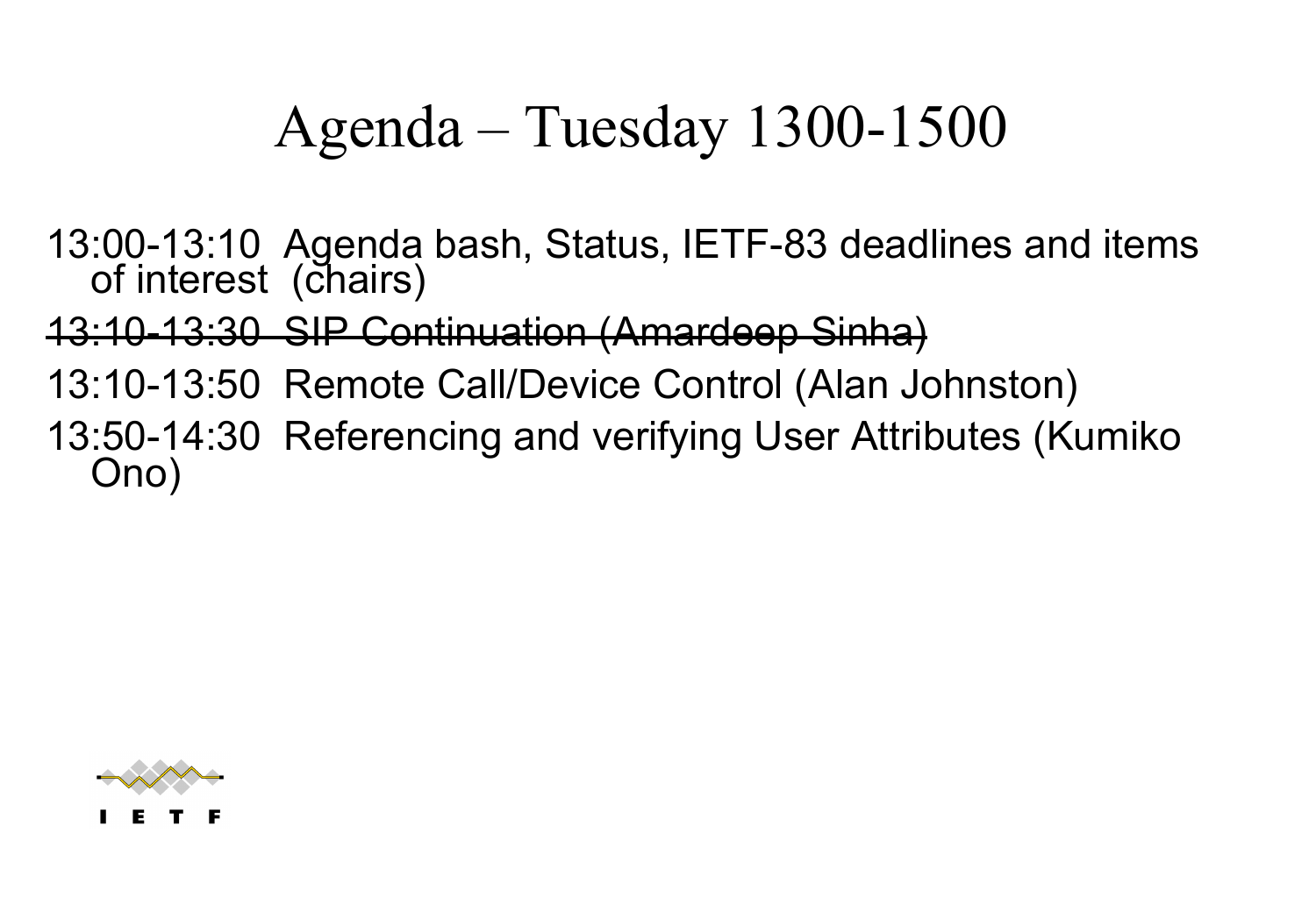# Agenda – Tuesday 1300-1500

13:00-13:10 Agenda bash, Status, IETF-83 deadlines and items of interest (chairs)

~~13:10-13:30 SIP Continuation (Amardeep Sinha)~~

13:10-13:50 Remote Call/Device Control (Alan Johnston)

13:50-14:30 Referencing and verifying User Attributes (Kumiko Ono)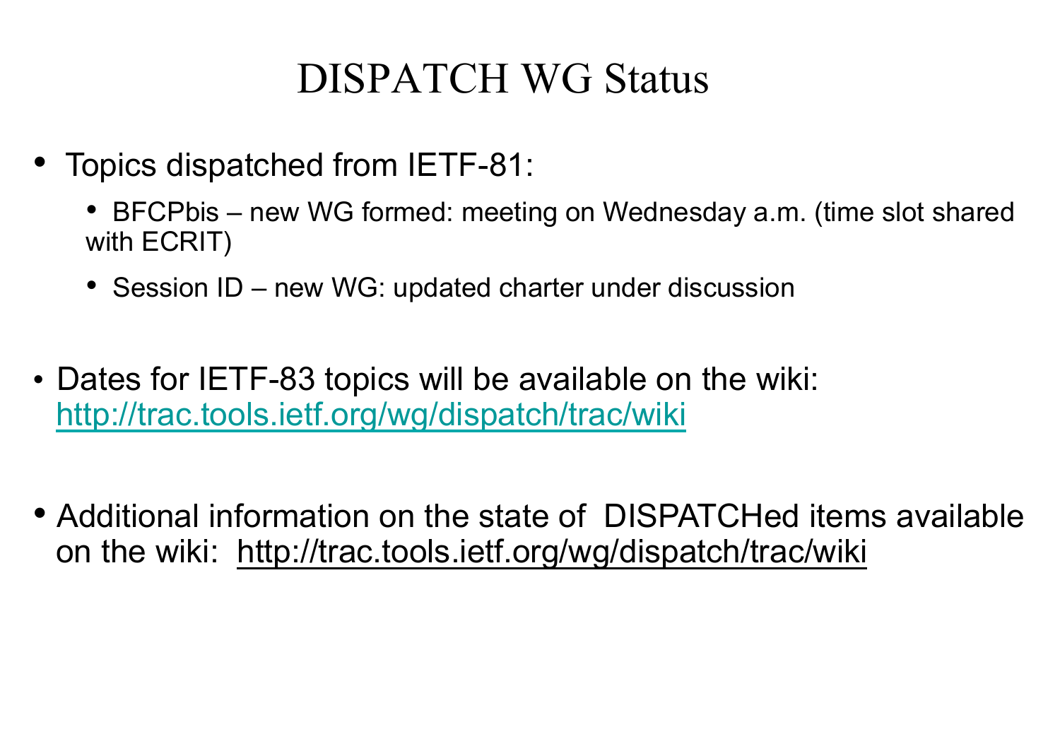# DISPATCH WG Status

- Topics dispatched from IETF-81:
  - BFCPbis – new WG formed: meeting on Wednesday a.m. (time slot shared with ECRIT)
  - Session ID – new WG: updated charter under discussion
- Dates for IETF-83 topics will be available on the wiki: http://trac.tools.ietf.org/wg/dispatch/trac/wiki
- Additional information on the state of DISPATCHed items available on the wiki: http://trac.tools.ietf.org/wg/dispatch/trac/wiki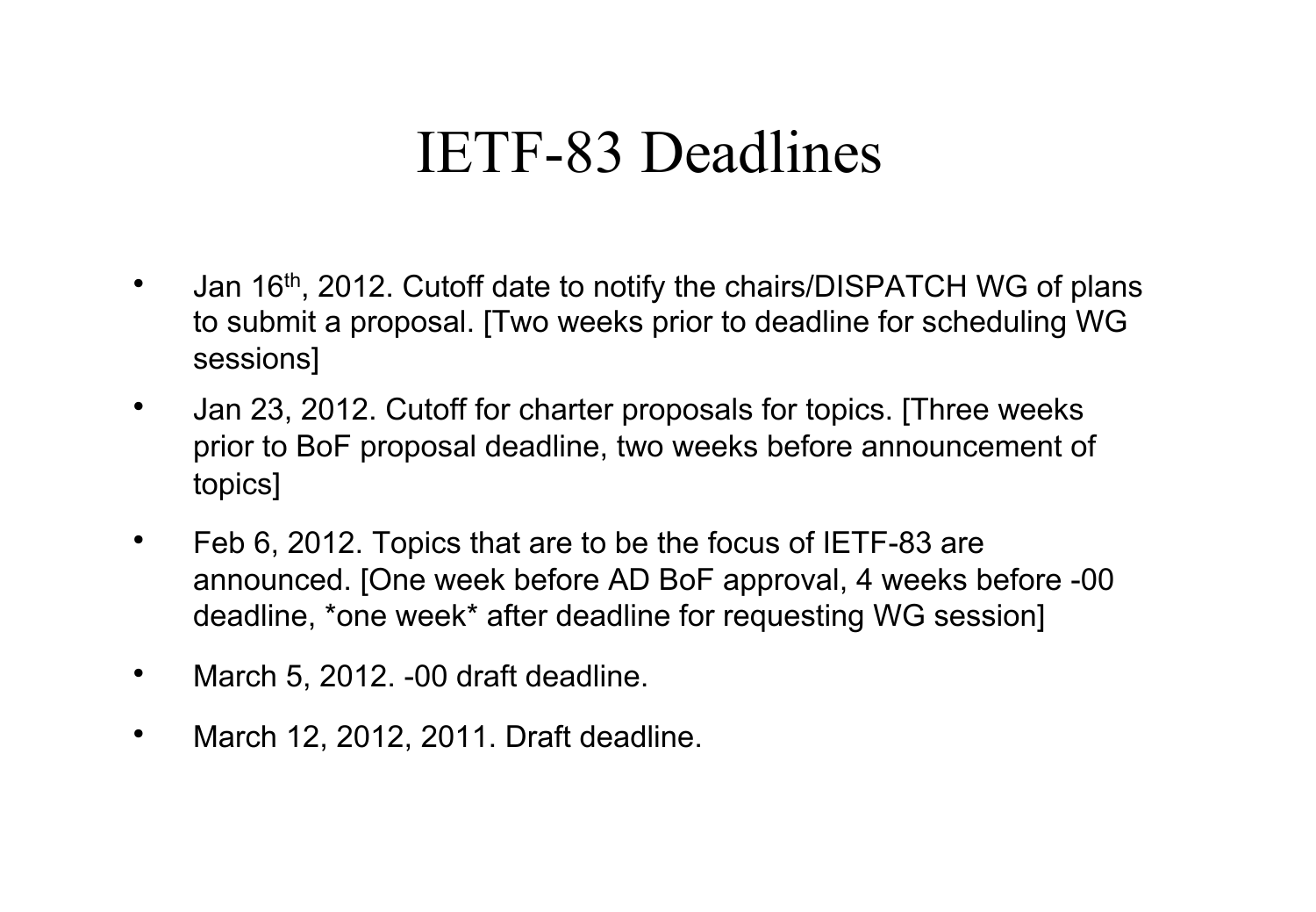# IETF-83 Deadlines

- Jan 16th, 2012. Cutoff date to notify the chairs/DISPATCH WG of plans to submit a proposal. [Two weeks prior to deadline for scheduling WG sessions]
- Jan 23, 2012. Cutoff for charter proposals for topics. [Three weeks prior to BoF proposal deadline, two weeks before announcement of topics]
- Feb 6, 2012. Topics that are to be the focus of IETF-83 are announced. [One week before AD BoF approval, 4 weeks before -00 deadline, *one week* after deadline for requesting WG session]
- March 5, 2012. -00 draft deadline.
- March 12, 2012, 2011. Draft deadline.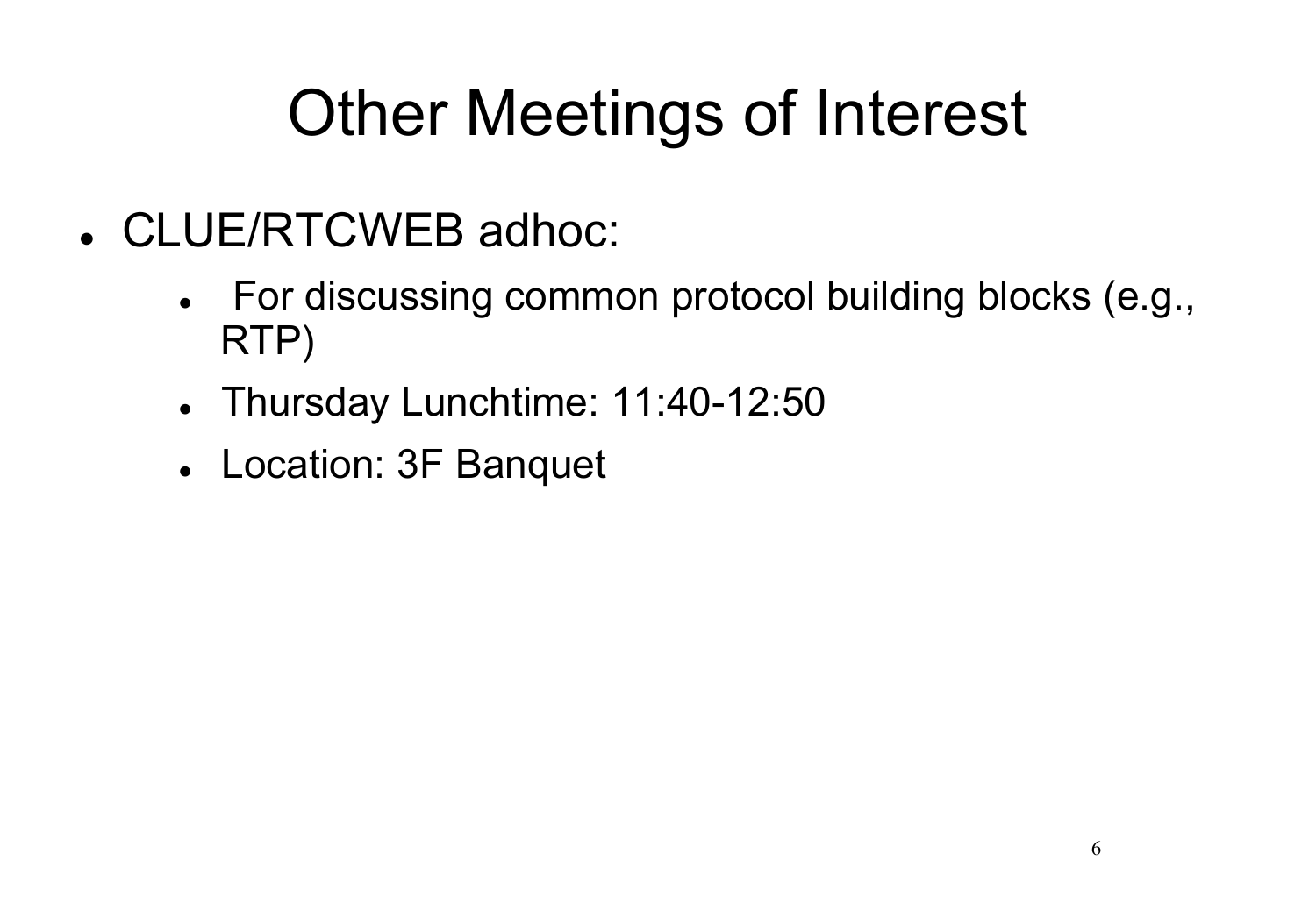# Other Meetings of Interest

- CLUE/RTCWEB adhoc:
  - For discussing common protocol building blocks (e.g., RTP)
  - Thursday Lunchtime: 11:40-12:50
  - Location: 3F Banquet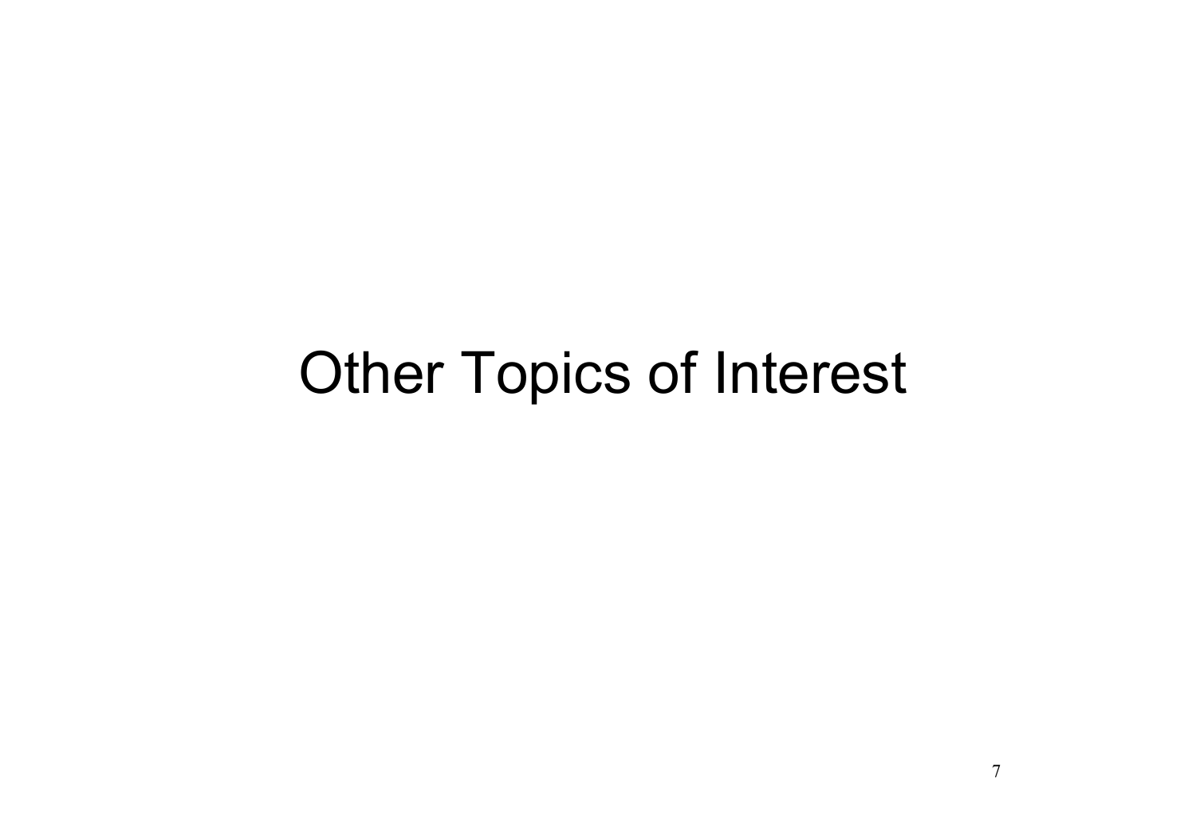# Other Topics of Interest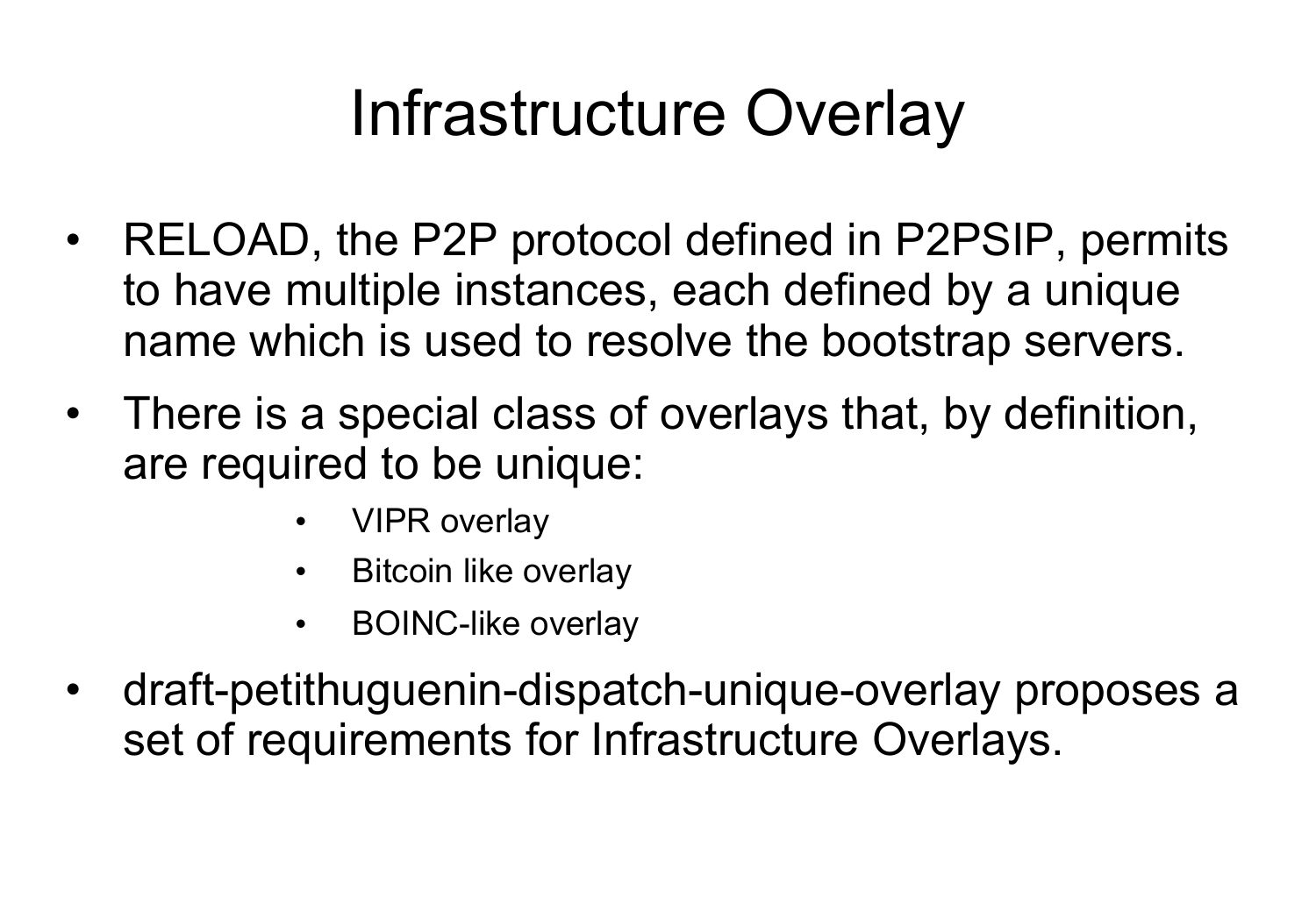# Infrastructure Overlay

- RELOAD, the P2P protocol defined in P2PSIP, permits to have multiple instances, each defined by a unique name which is used to resolve the bootstrap servers.
- There is a special class of overlays that, by definition, are required to be unique:
    - VIPR overlay
    - Bitcoin like overlay
    - BOINC-like overlay
- draft-petithuguenin-dispatch-unique-overlay proposes a set of requirements for Infrastructure Overlays.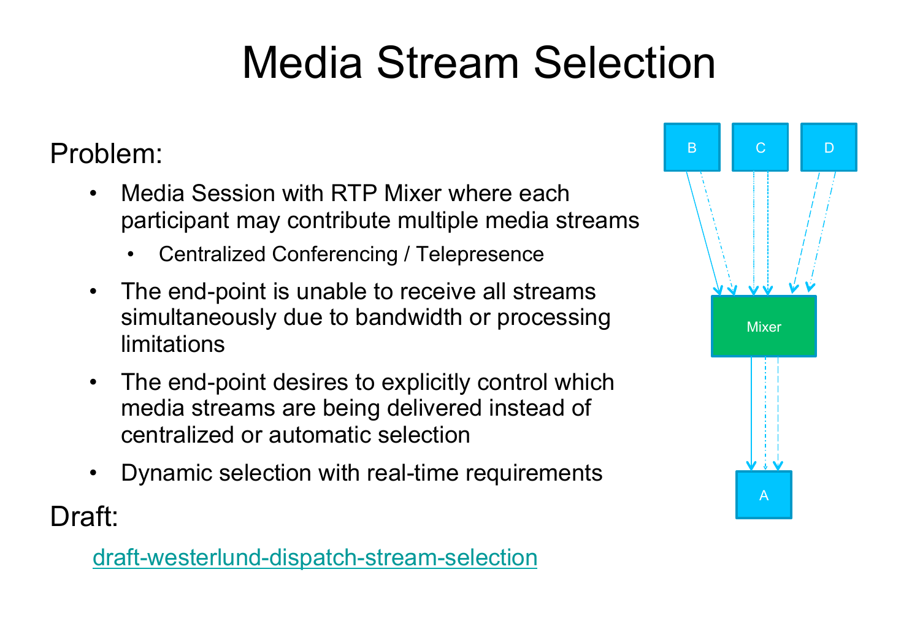# Media Stream Selection

Problem:

- Media Session with RTP Mixer where each participant may contribute multiple media streams
  - Centralized Conferencing / Telepresence
- The end-point is unable to receive all streams simultaneously due to bandwidth or processing limitations
- The end-point desires to explicitly control which media streams are being delivered instead of centralized or automatic selection
- Dynamic selection with real-time requirements

Draft:

draft-westerlund-dispatch-stream-selection

B C D

Mixer

A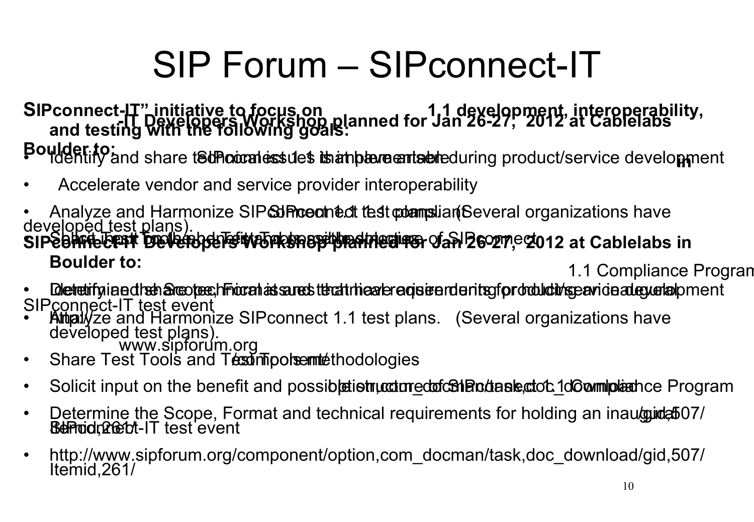# SIP Forum – SIPconnect-IT

**SIPconnect-IT" initiative to focus on SIPconnect 1.1 development, interoperability, and testing with the following goals:**

- Identify and share technical issues that have arisen during product/service development
- Accelerate vendor and service provider interoperability
- Analyze and Harmonize SIPconnect 1.1 test plans. (Several organizations have developed test plans).
- Share Test Tools and Test methodologies
- Solicit input on the benefit and possible structure of SIPconnect 1.1 Compliance Program

**SIPconnect-IT Developers Workshop planned for Jan 26-27, 2012 at Cablelabs in Boulder to:**

- Identify and share technical issues that have arisen during product/service development
- Analyze and Harmonize SIPconnect 1.1 test plans. (Several organizations have developed test plans).
- Share Test Tools and Test methodologies
- Solicit input on the benefit and possible structure of SIPconnect 1.1 Compliance Program
- Determine the Scope, Format and technical requirements for holding an inaugural SIPconnect-IT test event
- http://www.sipforum.org/component/option,com_docman/task,doc_download/gid,507/Itemid,261/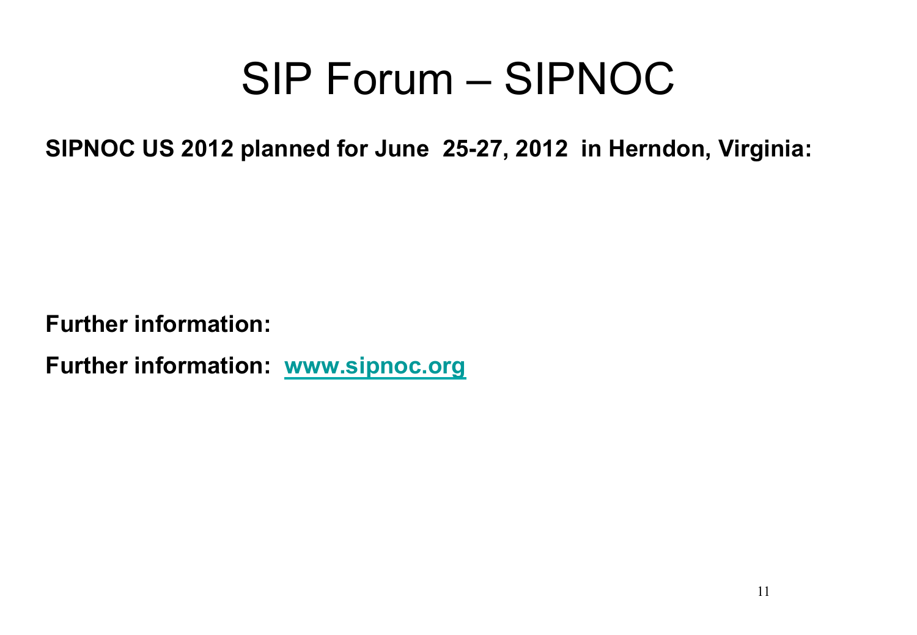# SIP Forum – SIPNOC

**SIPNOC US 2012 planned for June 25-27, 2012 in Herndon, Virginia:**

**Further information:**

**Further information: [www.sipnoc.org](http://www.sipnoc.org)**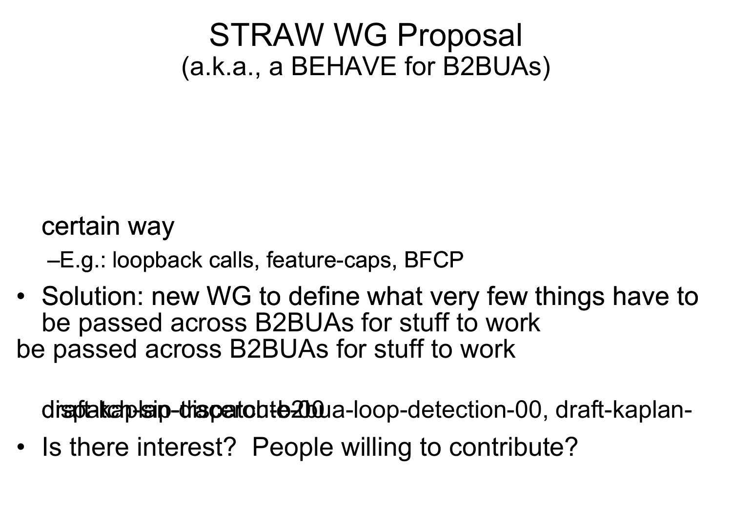# STRAW WG Proposal

(a.k.a., a BEHAVE for B2BUAs)

certain way

– E.g.: loopback calls, feature-caps, BFCP

- Solution: new WG to define what very few things have to be passed across B2BUAs for stuff to work

be passed across B2BUAs for stuff to work

draft-kaplan-sip-b2bua-loop-detection-00, draft-kaplan-

sipatch-loop-discatch-loop-00

- Is there interest? People willing to contribute?